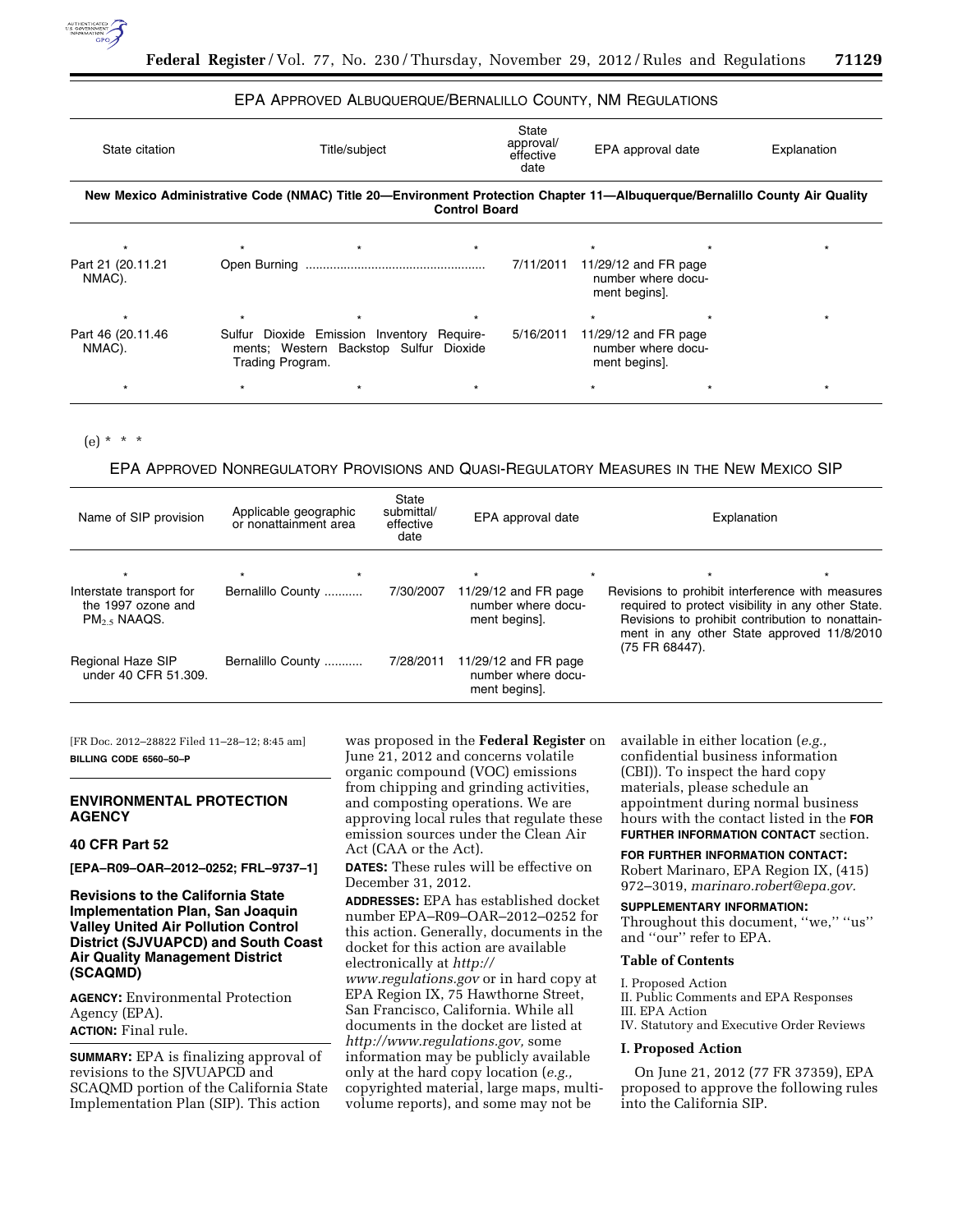EPA APPROVED ALBUQUERQUE/BERNALILLO COUNTY, NM REGULATIONS

| State citation | Title/subject | State approval/ effective date | EPA approval date | Explanation |
|---|---|---|---|---|
| **New Mexico Administrative Code (NMAC) Title 20—Environment Protection Chapter 11—Albuquerque/Bernalillo County Air Quality Control Board** | | | | |
| * | * | * | * | * |
| Part 21 (20.11.21 NMAC). | Open Burning | 7/11/2011 | 11/29/12 and FR page number where document begins]. | |
| * | * | * | * | * |
| Part 46 (20.11.46 NMAC). | Sulfur Dioxide Emission Inventory Requirements; Western Backstop Sulfur Dioxide Trading Program. | 5/16/2011 | 11/29/12 and FR page number where document begins]. | |
| * | * | * | * | * |

(e) * * *

EPA APPROVED NONREGULATORY PROVISIONS AND QUASI-REGULATORY MEASURES IN THE NEW MEXICO SIP

| Name of SIP provision | Applicable geographic or nonattainment area | State submittal/ effective date | EPA approval date | Explanation |
|---|---|---|---|---|
| * | * | * | * | * |
| Interstate transport for the 1997 ozone and $PM_{2.5}$ NAAQS. | Bernalillo County | 7/30/2007 | 11/29/12 and FR page number where document begins]. | Revisions to prohibit interference with measures required to protect visibility in any other State. Revisions to prohibit contribution to nonattainment in any other State approved 11/8/2010 (75 FR 68447). |
| Regional Haze SIP under 40 CFR 51.309. | Bernalillo County | 7/28/2011 | 11/29/12 and FR page number where document begins]. | |

[FR Doc. 2012–28822 Filed 11–28–12; 8:45 am]

**BILLING CODE 6560–50–P**

## ENVIRONMENTAL PROTECTION AGENCY

### 40 CFR Part 52

**[EPA–R09–OAR–2012–0252; FRL–9737–1]**

### Revisions to the California State Implementation Plan, San Joaquin Valley United Air Pollution Control District (SJVUAPCD) and South Coast Air Quality Management District (SCAQMD)

**AGENCY:** Environmental Protection Agency (EPA).

**ACTION:** Final rule.

**SUMMARY:** EPA is finalizing approval of revisions to the SJVUAPCD and SCAQMD portion of the California State Implementation Plan (SIP). This action was proposed in the **Federal Register** on June 21, 2012 and concerns volatile organic compound (VOC) emissions from chipping and grinding activities, and composting operations. We are approving local rules that regulate these emission sources under the Clean Air Act (CAA or the Act).

**DATES:** These rules will be effective on December 31, 2012.

**ADDRESSES:** EPA has established docket number EPA–R09–OAR–2012–0252 for this action. Generally, documents in the docket for this action are available electronically at *http://www.regulations.gov* or in hard copy at EPA Region IX, 75 Hawthorne Street, San Francisco, California. While all documents in the docket are listed at *http://www.regulations.gov,* some information may be publicly available only at the hard copy location (*e.g.,* copyrighted material, large maps, multi-volume reports), and some may not be available in either location (*e.g.,* confidential business information (CBI)). To inspect the hard copy materials, please schedule an appointment during normal business hours with the contact listed in the **FOR FURTHER INFORMATION CONTACT** section.

**FOR FURTHER INFORMATION CONTACT:** Robert Marinaro, EPA Region IX, (415) 972–3019, *marinaro.robert@epa.gov.*

**SUPPLEMENTARY INFORMATION:** Throughout this document, ''we,'' ''us'' and ''our'' refer to EPA.

**Table of Contents**

I. Proposed Action
II. Public Comments and EPA Responses
III. EPA Action
IV. Statutory and Executive Order Reviews

**I. Proposed Action**

On June 21, 2012 (77 FR 37359), EPA proposed to approve the following rules into the California SIP.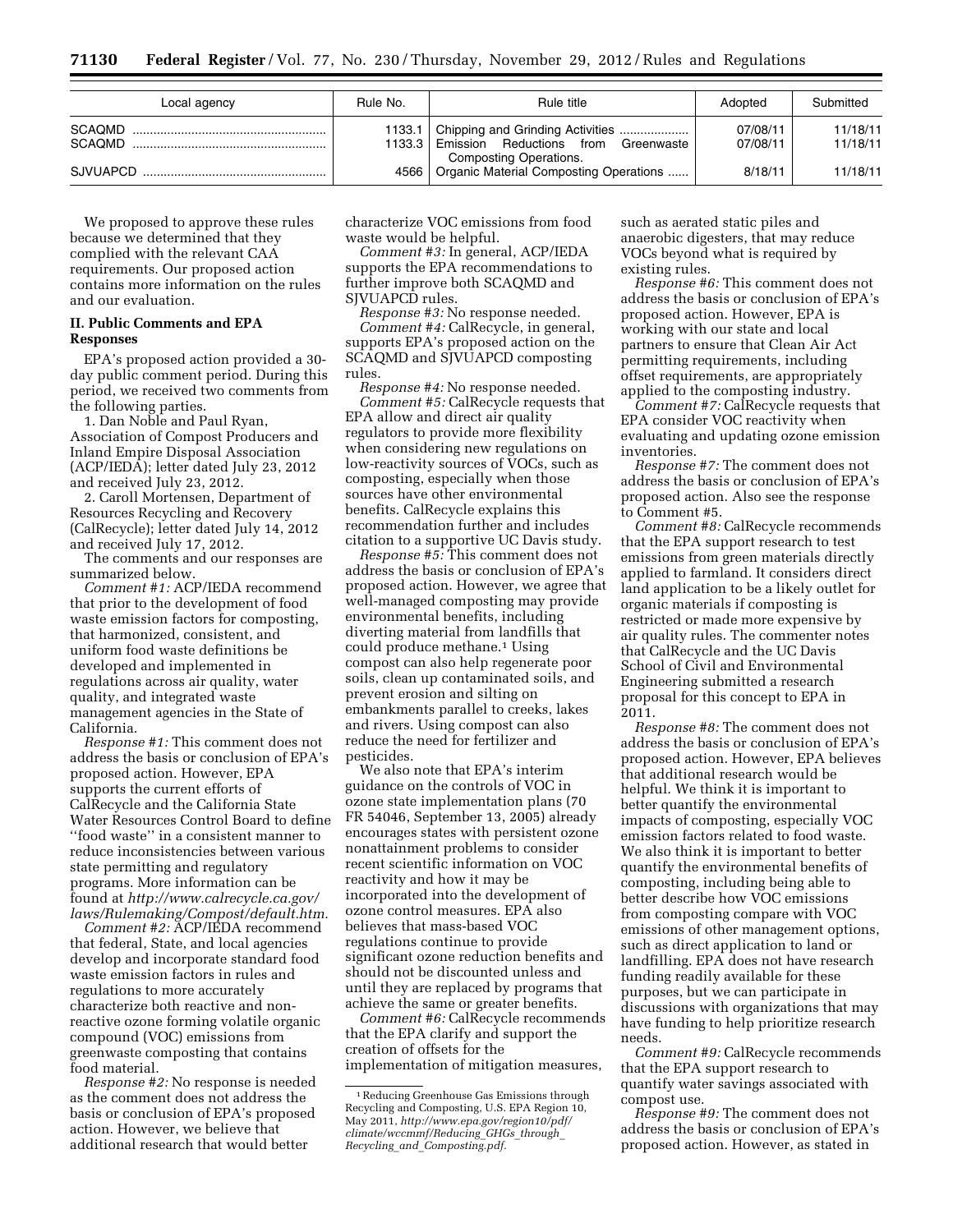| Local agency | Rule No. | Rule title | Adopted | Submitted |
| --- | --- | --- | --- | --- |
| SCAQMD | 1133.1 | Chipping and Grinding Activities | 07/08/11 | 11/18/11 |
| SCAQMD | 1133.3 | Emission Reductions from Greenwaste Composting Operations. | 07/08/11 | 11/18/11 |
| SJVUAPCD | 4566 | Organic Material Composting Operations | 8/18/11 | 11/18/11 |

We proposed to approve these rules because we determined that they complied with the relevant CAA requirements. Our proposed action contains more information on the rules and our evaluation.

## II. Public Comments and EPA Responses

EPA's proposed action provided a 30-day public comment period. During this period, we received two comments from the following parties.

1. Dan Noble and Paul Ryan, Association of Compost Producers and Inland Empire Disposal Association (ACP/IEDA); letter dated July 23, 2012 and received July 23, 2012.

2. Caroll Mortensen, Department of Resources Recycling and Recovery (CalRecycle); letter dated July 14, 2012 and received July 17, 2012.

The comments and our responses are summarized below.

*Comment #1:* ACP/IEDA recommend that prior to the development of food waste emission factors for composting, that harmonized, consistent, and uniform food waste definitions be developed and implemented in regulations across air quality, water quality, and integrated waste management agencies in the State of California.

*Response #1:* This comment does not address the basis or conclusion of EPA's proposed action. However, EPA supports the current efforts of CalRecycle and the California State Water Resources Control Board to define ''food waste'' in a consistent manner to reduce inconsistencies between various state permitting and regulatory programs. More information can be found at *http://www.calrecycle.ca.gov/laws/Rulemaking/Compost/default.htm.*

*Comment #2:* ACP/IEDA recommend that federal, State, and local agencies develop and incorporate standard food waste emission factors in rules and regulations to more accurately characterize both reactive and non-reactive ozone forming volatile organic compound (VOC) emissions from greenwaste composting that contains food material.

*Response #2:* No response is needed as the comment does not address the basis or conclusion of EPA's proposed action. However, we believe that additional research that would better characterize VOC emissions from food waste would be helpful.

*Comment #3:* In general, ACP/IEDA supports the EPA recommendations to further improve both SCAQMD and SJVUAPCD rules.

*Response #3:* No response needed.

*Comment #4:* CalRecycle, in general, supports EPA's proposed action on the SCAQMD and SJVUAPCD composting rules.

*Response #4:* No response needed.

*Comment #5:* CalRecycle requests that EPA allow and direct air quality regulators to provide more flexibility when considering new regulations on low-reactivity sources of VOCs, such as composting, especially when those sources have other environmental benefits. CalRecycle explains this recommendation further and includes citation to a supportive UC Davis study.

*Response #5:* This comment does not address the basis or conclusion of EPA's proposed action. However, we agree that well-managed composting may provide environmental benefits, including diverting material from landfills that could produce methane.[1] Using compost can also help regenerate poor soils, clean up contaminated soils, and prevent erosion and silting on embankments parallel to creeks, lakes and rivers. Using compost can also reduce the need for fertilizer and pesticides.

We also note that EPA's interim guidance on the controls of VOC in ozone state implementation plans (70 FR 54046, September 13, 2005) already encourages states with persistent ozone nonattainment problems to consider recent scientific information on VOC reactivity and how it may be incorporated into the development of ozone control measures. EPA also believes that mass-based VOC regulations continue to provide significant ozone reduction benefits and should not be discounted unless and until they are replaced by programs that achieve the same or greater benefits.

*Comment #6:* CalRecycle recommends that the EPA clarify and support the creation of offsets for the implementation of mitigation measures, such as aerated static piles and anaerobic digesters, that may reduce VOCs beyond what is required by existing rules.

*Response #6:* This comment does not address the basis or conclusion of EPA's proposed action. However, EPA is working with our state and local partners to ensure that Clean Air Act permitting requirements, including offset requirements, are appropriately applied to the composting industry.

*Comment #7:* CalRecycle requests that EPA consider VOC reactivity when evaluating and updating ozone emission inventories.

*Response #7:* The comment does not address the basis or conclusion of EPA's proposed action. Also see the response to Comment #5.

*Comment #8:* CalRecycle recommends that the EPA support research to test emissions from green materials directly applied to farmland. It considers direct land application to be a likely outlet for organic materials if composting is restricted or made more expensive by air quality rules. The commenter notes that CalRecycle and the UC Davis School of Civil and Environmental Engineering submitted a research proposal for this concept to EPA in 2011.

*Response #8:* The comment does not address the basis or conclusion of EPA's proposed action. However, EPA believes that additional research would be helpful. We think it is important to better quantify the environmental impacts of composting, especially VOC emission factors related to food waste. We also think it is important to better quantify the environmental benefits of composting, including being able to better describe how VOC emissions from composting compare with VOC emissions of other management options, such as direct application to land or landfilling. EPA does not have research funding readily available for these purposes, but we can participate in discussions with organizations that may have funding to help prioritize research needs.

*Comment #9:* CalRecycle recommends that the EPA support research to quantify water savings associated with compost use.

*Response #9:* The comment does not address the basis or conclusion of EPA's proposed action. However, as stated in

[1] Reducing Greenhouse Gas Emissions through Recycling and Composting, U.S. EPA Region 10, May 2011, *http://www.epa.gov/region10/pdf/climate/wccmmf/Reducing_GHGs_through_Recycling_and_Composting.pdf.*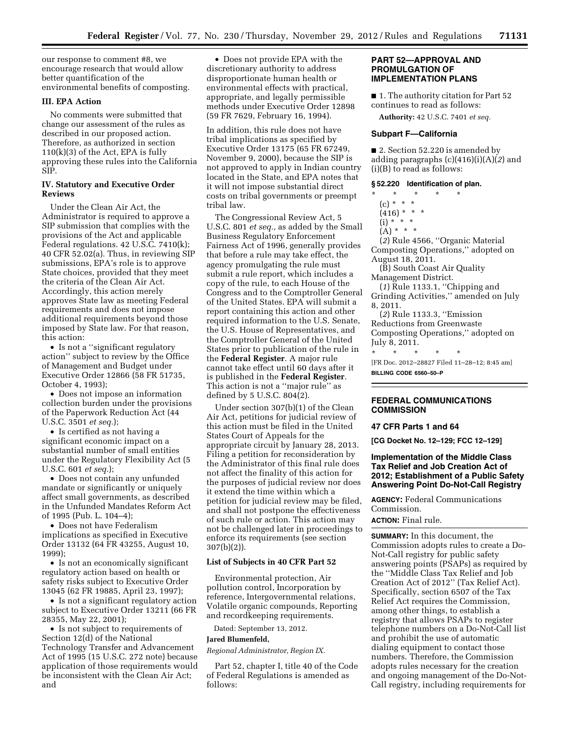our response to comment #8, we encourage research that would allow better quantification of the environmental benefits of composting.

### III. EPA Action

No comments were submitted that change our assessment of the rules as described in our proposed action. Therefore, as authorized in section 110(k)(3) of the Act, EPA is fully approving these rules into the California SIP.

### IV. Statutory and Executive Order Reviews

Under the Clean Air Act, the Administrator is required to approve a SIP submission that complies with the provisions of the Act and applicable Federal regulations. 42 U.S.C. 7410(k); 40 CFR 52.02(a). Thus, in reviewing SIP submissions, EPA's role is to approve State choices, provided that they meet the criteria of the Clean Air Act. Accordingly, this action merely approves State law as meeting Federal requirements and does not impose additional requirements beyond those imposed by State law. For that reason, this action:

- Is not a ''significant regulatory action'' subject to review by the Office of Management and Budget under Executive Order 12866 (58 FR 51735, October 4, 1993);
- Does not impose an information collection burden under the provisions of the Paperwork Reduction Act (44 U.S.C. 3501 *et seq.*);
- Is certified as not having a significant economic impact on a substantial number of small entities under the Regulatory Flexibility Act (5 U.S.C. 601 *et seq.*);
- Does not contain any unfunded mandate or significantly or uniquely affect small governments, as described in the Unfunded Mandates Reform Act of 1995 (Pub. L. 104–4);
- Does not have Federalism implications as specified in Executive Order 13132 (64 FR 43255, August 10, 1999);
- Is not an economically significant regulatory action based on health or safety risks subject to Executive Order 13045 (62 FR 19885, April 23, 1997);
- Is not a significant regulatory action subject to Executive Order 13211 (66 FR 28355, May 22, 2001);
- Is not subject to requirements of Section 12(d) of the National Technology Transfer and Advancement Act of 1995 (15 U.S.C. 272 note) because application of those requirements would be inconsistent with the Clean Air Act; and
- Does not provide EPA with the discretionary authority to address disproportionate human health or environmental effects with practical, appropriate, and legally permissible methods under Executive Order 12898 (59 FR 7629, February 16, 1994).

In addition, this rule does not have tribal implications as specified by Executive Order 13175 (65 FR 67249, November 9, 2000), because the SIP is not approved to apply in Indian country located in the State, and EPA notes that it will not impose substantial direct costs on tribal governments or preempt tribal law.

The Congressional Review Act, 5 U.S.C. 801 *et seq.,* as added by the Small Business Regulatory Enforcement Fairness Act of 1996, generally provides that before a rule may take effect, the agency promulgating the rule must submit a rule report, which includes a copy of the rule, to each House of the Congress and to the Comptroller General of the United States. EPA will submit a report containing this action and other required information to the U.S. Senate, the U.S. House of Representatives, and the Comptroller General of the United States prior to publication of the rule in the **Federal Register**. A major rule cannot take effect until 60 days after it is published in the **Federal Register**. This action is not a ''major rule'' as defined by 5 U.S.C. 804(2).

Under section 307(b)(1) of the Clean Air Act, petitions for judicial review of this action must be filed in the United States Court of Appeals for the appropriate circuit by January 28, 2013. Filing a petition for reconsideration by the Administrator of this final rule does not affect the finality of this action for the purposes of judicial review nor does it extend the time within which a petition for judicial review may be filed, and shall not postpone the effectiveness of such rule or action. This action may not be challenged later in proceedings to enforce its requirements (see section 307(b)(2)).

#### List of Subjects in 40 CFR Part 52

Environmental protection, Air pollution control, Incorporation by reference, Intergovernmental relations, Volatile organic compounds, Reporting and recordkeeping requirements.

Dated: September 13, 2012.

**Jared Blumenfeld,**

*Regional Administrator, Region IX.*

Part 52, chapter I, title 40 of the Code of Federal Regulations is amended as follows:

## PART 52—APPROVAL AND PROMULGATION OF IMPLEMENTATION PLANS

■ 1. The authority citation for Part 52 continues to read as follows:

**Authority:** 42 U.S.C. 7401 *et seq.*

#### Subpart F—California

■ 2. Section 52.220 is amended by adding paragraphs (c)(416)(i)(A)(*2*) and (i)(B) to read as follows:

#### § 52.220 Identification of plan.

\* \* \* \* \*

(c) \* \* \*

(416) \* \* \*

(i) \* \* \*

(A) \* \* \*

(*2*) Rule 4566, ''Organic Material Composting Operations,'' adopted on August 18, 2011.

(B) South Coast Air Quality Management District.

(*1*) Rule 1133.1, ''Chipping and Grinding Activities,'' amended on July 8, 2011.

(*2*) Rule 1133.3, ''Emission Reductions from Greenwaste Composting Operations,'' adopted on July 8, 2011.

\* \* \* \* \*

[FR Doc. 2012–28827 Filed 11–28–12; 8:45 am]

**BILLING CODE 6560–50–P**

## FEDERAL COMMUNICATIONS COMMISSION

### 47 CFR Parts 1 and 64

**[CG Docket No. 12–129; FCC 12–129]**

### Implementation of the Middle Class Tax Relief and Job Creation Act of 2012; Establishment of a Public Safety Answering Point Do-Not-Call Registry

**AGENCY:** Federal Communications Commission.

**ACTION:** Final rule.

**SUMMARY:** In this document, the Commission adopts rules to create a Do-Not-Call registry for public safety answering points (PSAPs) as required by the ''Middle Class Tax Relief and Job Creation Act of 2012'' (Tax Relief Act). Specifically, section 6507 of the Tax Relief Act requires the Commission, among other things, to establish a registry that allows PSAPs to register telephone numbers on a Do-Not-Call list and prohibit the use of automatic dialing equipment to contact those numbers. Therefore, the Commission adopts rules necessary for the creation and ongoing management of the Do-Not-Call registry, including requirements for